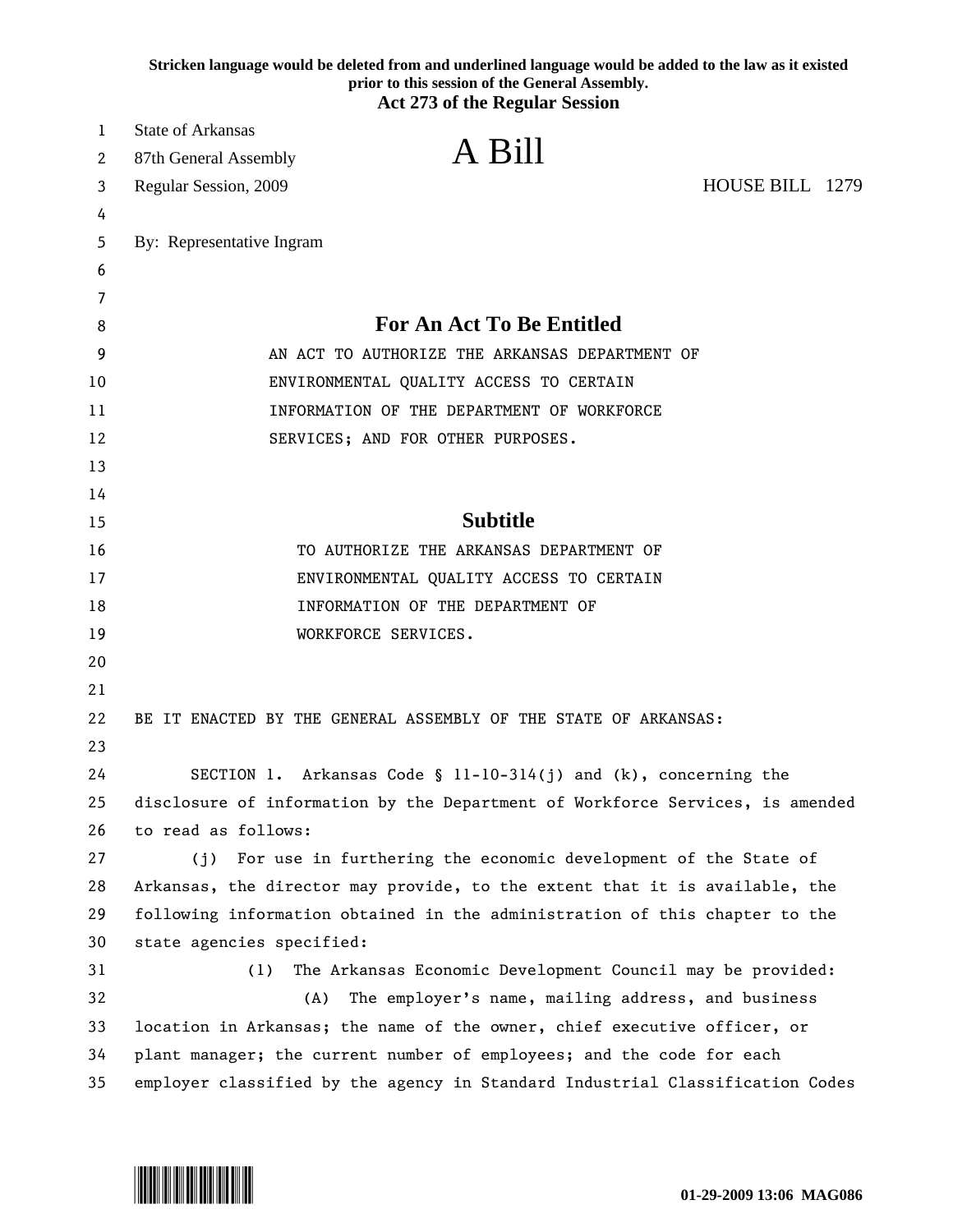Stricken language would be deleted from and underlined language would be added to the law as it existed prior to this session of the General Assembly.

**Act 273 of the Regular Session**

State of Arkansas
87th General Assembly
Regular Session, 2009

# A Bill

HOUSE BILL 1279

By: Representative Ingram

## For An Act To Be Entitled

AN ACT TO AUTHORIZE THE ARKANSAS DEPARTMENT OF ENVIRONMENTAL QUALITY ACCESS TO CERTAIN INFORMATION OF THE DEPARTMENT OF WORKFORCE SERVICES; AND FOR OTHER PURPOSES.

## Subtitle

TO AUTHORIZE THE ARKANSAS DEPARTMENT OF ENVIRONMENTAL QUALITY ACCESS TO CERTAIN INFORMATION OF THE DEPARTMENT OF WORKFORCE SERVICES.

BE IT ENACTED BY THE GENERAL ASSEMBLY OF THE STATE OF ARKANSAS:

SECTION 1. Arkansas Code § 11-10-314(j) and (k), concerning the disclosure of information by the Department of Workforce Services, is amended to read as follows:

(j) For use in furthering the economic development of the State of Arkansas, the director may provide, to the extent that it is available, the following information obtained in the administration of this chapter to the state agencies specified:

(1) The Arkansas Economic Development Council may be provided:

(A) The employer's name, mailing address, and business location in Arkansas; the name of the owner, chief executive officer, or plant manager; the current number of employees; and the code for each employer classified by the agency in Standard Industrial Classification Codes

01-29-2009 13:06 MAG086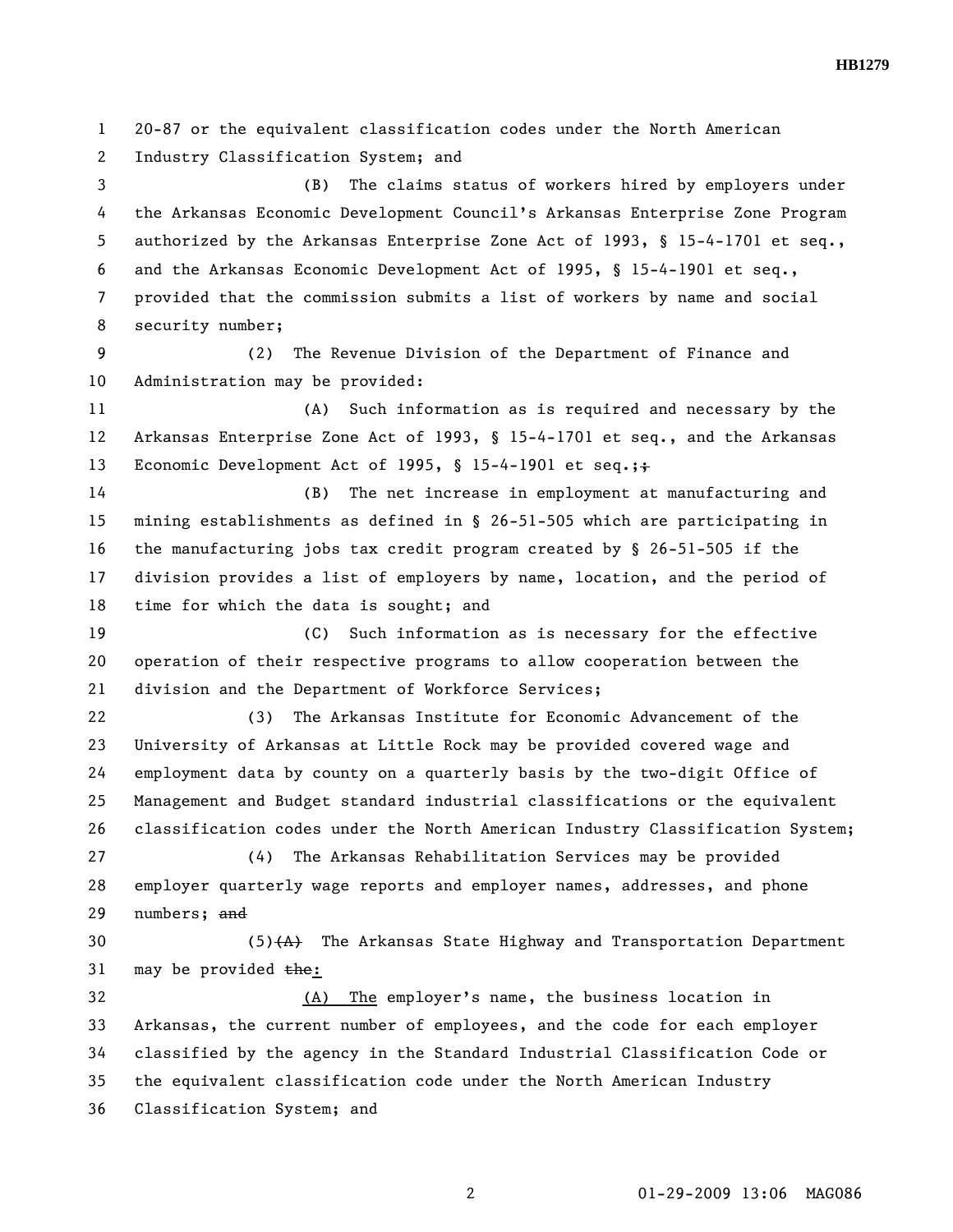20-87 or the equivalent classification codes under the North American Industry Classification System; and

(B) The claims status of workers hired by employers under the Arkansas Economic Development Council's Arkansas Enterprise Zone Program authorized by the Arkansas Enterprise Zone Act of 1993, § 15-4-1701 et seq., and the Arkansas Economic Development Act of 1995, § 15-4-1901 et seq., provided that the commission submits a list of workers by name and social security number;

(2) The Revenue Division of the Department of Finance and Administration may be provided:

(A) Such information as is required and necessary by the Arkansas Enterprise Zone Act of 1993, § 15-4-1701 et seq., and the Arkansas Economic Development Act of 1995, § 15-4-1901 et seq.;~~;~~

(B) The net increase in employment at manufacturing and mining establishments as defined in § 26-51-505 which are participating in the manufacturing jobs tax credit program created by § 26-51-505 if the division provides a list of employers by name, location, and the period of time for which the data is sought; and

(C) Such information as is necessary for the effective operation of their respective programs to allow cooperation between the division and the Department of Workforce Services;

(3) The Arkansas Institute for Economic Advancement of the University of Arkansas at Little Rock may be provided covered wage and employment data by county on a quarterly basis by the two-digit Office of Management and Budget standard industrial classifications or the equivalent classification codes under the North American Industry Classification System;

(4) The Arkansas Rehabilitation Services may be provided employer quarterly wage reports and employer names, addresses, and phone numbers; ~~and~~

(5)~~(A)~~ The Arkansas State Highway and Transportation Department may be provided ~~the~~:

(A) The employer's name, the business location in Arkansas, the current number of employees, and the code for each employer classified by the agency in the Standard Industrial Classification Code or the equivalent classification code under the North American Industry Classification System; and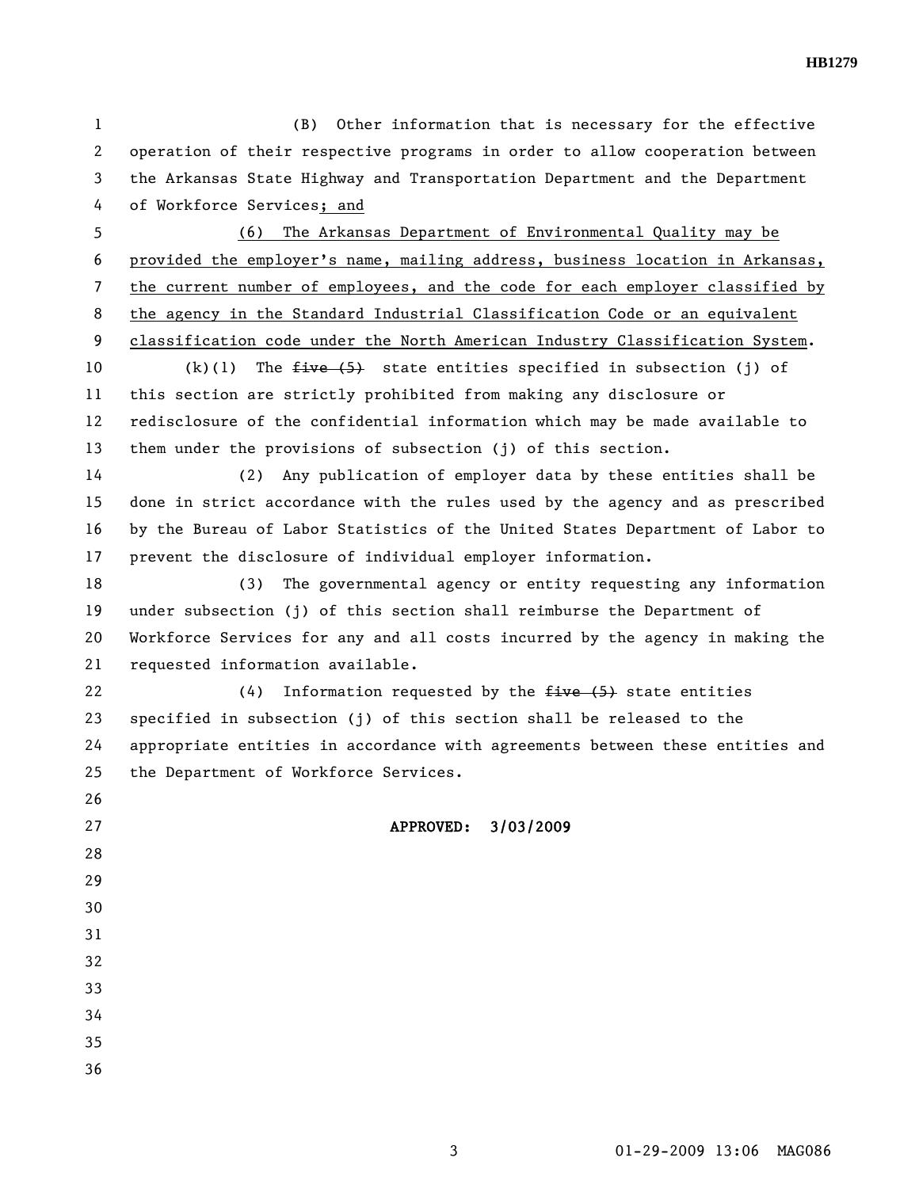(B) Other information that is necessary for the effective operation of their respective programs in order to allow cooperation between the Arkansas State Highway and Transportation Department and the Department of Workforce Services; and

(6) The Arkansas Department of Environmental Quality may be provided the employer's name, mailing address, business location in Arkansas, the current number of employees, and the code for each employer classified by the agency in the Standard Industrial Classification Code or an equivalent classification code under the North American Industry Classification System.

(k)(1) The ~~five (5)~~ state entities specified in subsection (j) of this section are strictly prohibited from making any disclosure or redisclosure of the confidential information which may be made available to them under the provisions of subsection (j) of this section.

(2) Any publication of employer data by these entities shall be done in strict accordance with the rules used by the agency and as prescribed by the Bureau of Labor Statistics of the United States Department of Labor to prevent the disclosure of individual employer information.

(3) The governmental agency or entity requesting any information under subsection (j) of this section shall reimburse the Department of Workforce Services for any and all costs incurred by the agency in making the requested information available.

(4) Information requested by the ~~five (5)~~ state entities specified in subsection (j) of this section shall be released to the appropriate entities in accordance with agreements between these entities and the Department of Workforce Services.

**APPROVED: 3/03/2009**